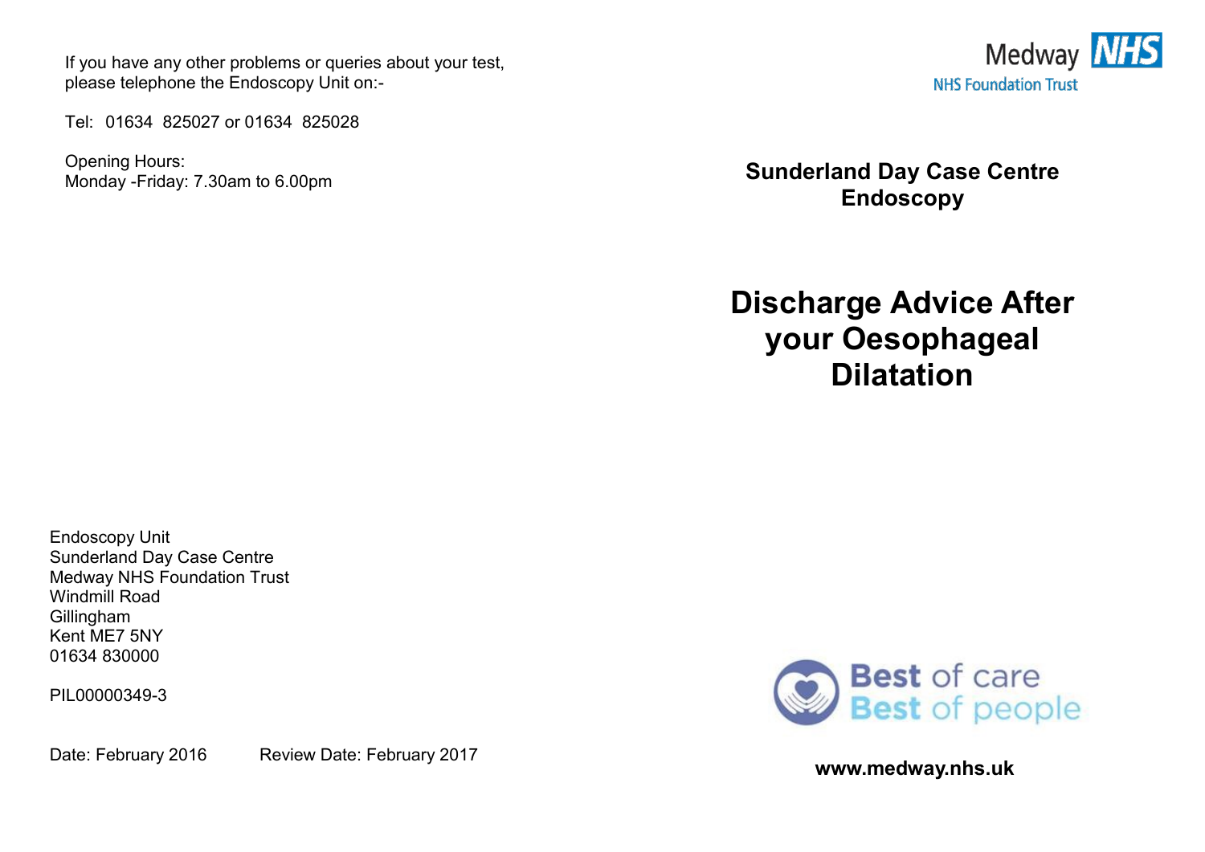If you have any other problems or queries about your test, please telephone the Endoscopy Unit on:-

Tel: 01634 825027 or 01634 825028

Opening Hours:
Monday -Friday: 7.30am to 6.00pm

Endoscopy Unit
Sunderland Day Case Centre
Medway NHS Foundation Trust
Windmill Road
Gillingham
Kent ME7 5NY
01634 830000

PIL00000349-3

Date: February 2016 Review Date: February 2017

Medway NHS
NHS Foundation Trust

**Sunderland Day Case Centre**
**Endoscopy**

# Discharge Advice After your Oesophageal Dilatation

Best of care
Best of people

**www.medway.nhs.uk**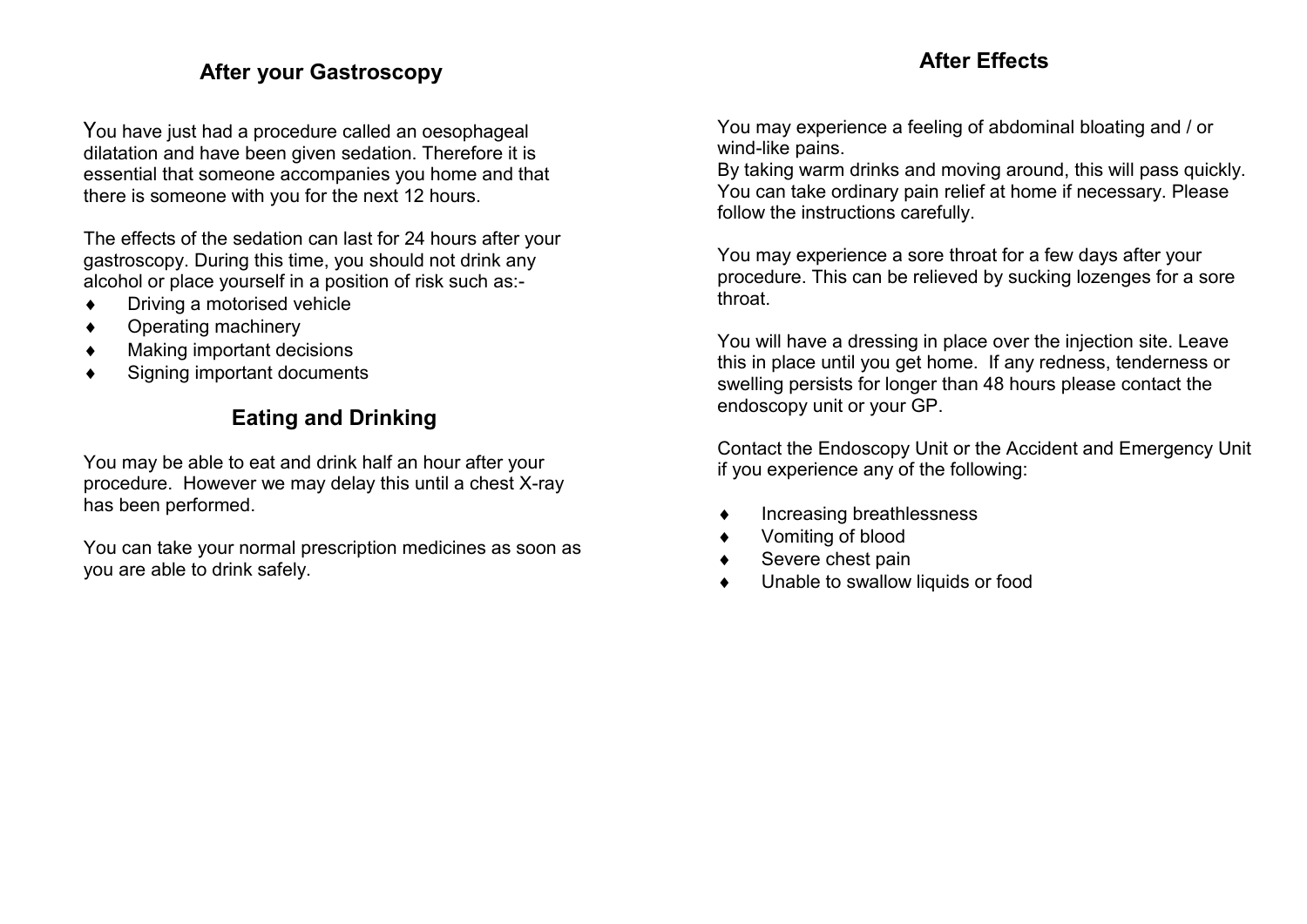## After your Gastroscopy

You have just had a procedure called an oesophageal dilatation and have been given sedation. Therefore it is essential that someone accompanies you home and that there is someone with you for the next 12 hours.

The effects of the sedation can last for 24 hours after your gastroscopy. During this time, you should not drink any alcohol or place yourself in a position of risk such as:-

- Driving a motorised vehicle
- Operating machinery
- Making important decisions
- Signing important documents

## Eating and Drinking

You may be able to eat and drink half an hour after your procedure. However we may delay this until a chest X-ray has been performed.

You can take your normal prescription medicines as soon as you are able to drink safely.

## After Effects

You may experience a feeling of abdominal bloating and / or wind-like pains.
By taking warm drinks and moving around, this will pass quickly. You can take ordinary pain relief at home if necessary. Please follow the instructions carefully.

You may experience a sore throat for a few days after your procedure. This can be relieved by sucking lozenges for a sore throat.

You will have a dressing in place over the injection site. Leave this in place until you get home. If any redness, tenderness or swelling persists for longer than 48 hours please contact the endoscopy unit or your GP.

Contact the Endoscopy Unit or the Accident and Emergency Unit if you experience any of the following:

- Increasing breathlessness
- Vomiting of blood
- Severe chest pain
- Unable to swallow liquids or food